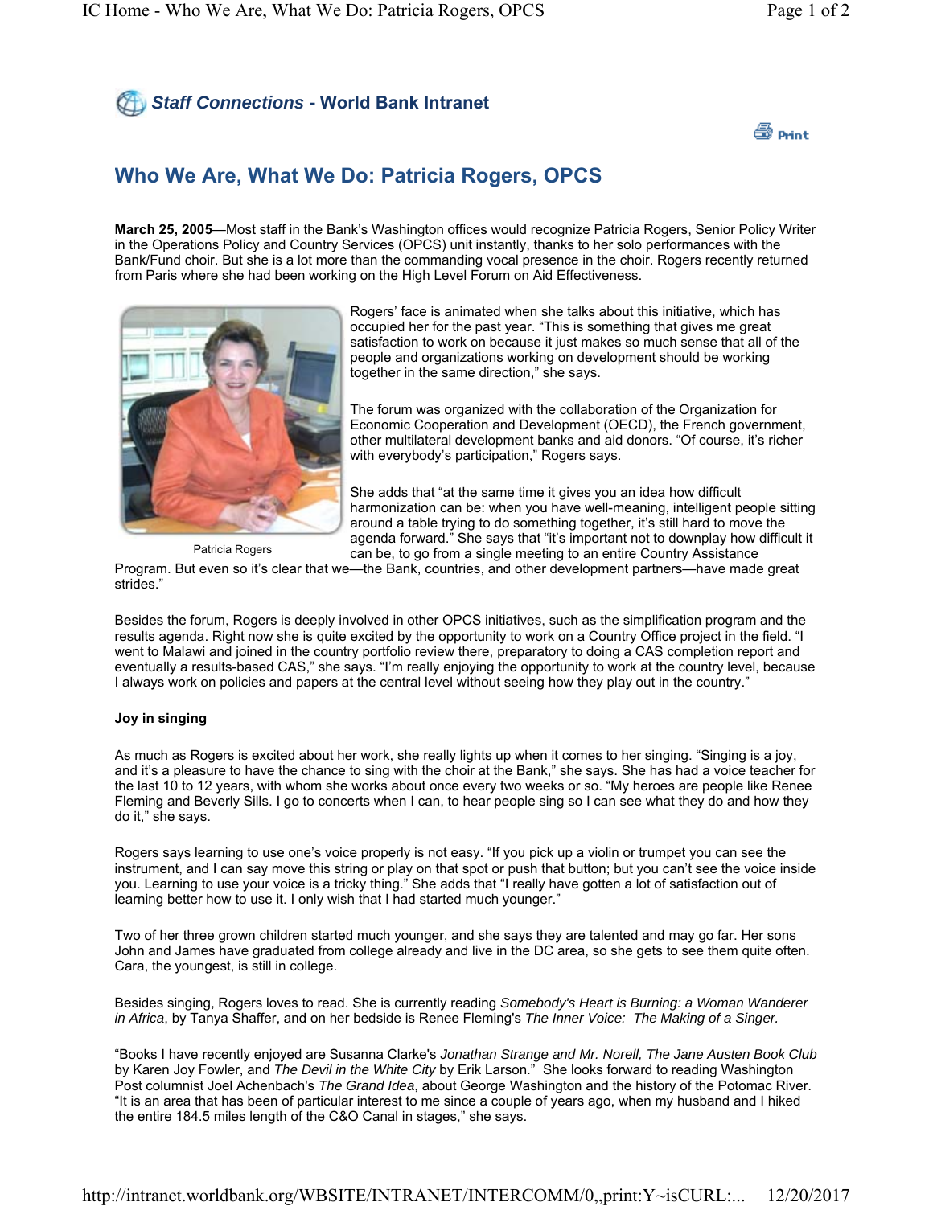*Staff Connections* - **World Bank Intranet**

Print

# Who We Are, What We Do: Patricia Rogers, OPCS

**March 25, 2005**—Most staff in the Bank's Washington offices would recognize Patricia Rogers, Senior Policy Writer in the Operations Policy and Country Services (OPCS) unit instantly, thanks to her solo performances with the Bank/Fund choir. But she is a lot more than the commanding vocal presence in the choir. Rogers recently returned from Paris where she had been working on the High Level Forum on Aid Effectiveness.

Patricia Rogers

Rogers' face is animated when she talks about this initiative, which has occupied her for the past year. "This is something that gives me great satisfaction to work on because it just makes so much sense that all of the people and organizations working on development should be working together in the same direction," she says.

The forum was organized with the collaboration of the Organization for Economic Cooperation and Development (OECD), the French government, other multilateral development banks and aid donors. "Of course, it's richer with everybody's participation," Rogers says.

She adds that "at the same time it gives you an idea how difficult harmonization can be: when you have well-meaning, intelligent people sitting around a table trying to do something together, it's still hard to move the agenda forward." She says that "it's important not to downplay how difficult it can be, to go from a single meeting to an entire Country Assistance Program. But even so it's clear that we—the Bank, countries, and other development partners—have made great strides."

Besides the forum, Rogers is deeply involved in other OPCS initiatives, such as the simplification program and the results agenda. Right now she is quite excited by the opportunity to work on a Country Office project in the field. "I went to Malawi and joined in the country portfolio review there, preparatory to doing a CAS completion report and eventually a results-based CAS," she says. "I'm really enjoying the opportunity to work at the country level, because I always work on policies and papers at the central level without seeing how they play out in the country."

**Joy in singing**

As much as Rogers is excited about her work, she really lights up when it comes to her singing. "Singing is a joy, and it's a pleasure to have the chance to sing with the choir at the Bank," she says. She has had a voice teacher for the last 10 to 12 years, with whom she works about once every two weeks or so. "My heroes are people like Renee Fleming and Beverly Sills. I go to concerts when I can, to hear people sing so I can see what they do and how they do it," she says.

Rogers says learning to use one's voice properly is not easy. "If you pick up a violin or trumpet you can see the instrument, and I can say move this string or play on that spot or push that button; but you can't see the voice inside you. Learning to use your voice is a tricky thing." She adds that "I really have gotten a lot of satisfaction out of learning better how to use it. I only wish that I had started much younger."

Two of her three grown children started much younger, and she says they are talented and may go far. Her sons John and James have graduated from college already and live in the DC area, so she gets to see them quite often. Cara, the youngest, is still in college.

Besides singing, Rogers loves to read. She is currently reading *Somebody's Heart is Burning: a Woman Wanderer in Africa*, by Tanya Shaffer, and on her bedside is Renee Fleming's *The Inner Voice: The Making of a Singer.*

"Books I have recently enjoyed are Susanna Clarke's *Jonathan Strange and Mr. Norell, The Jane Austen Book Club* by Karen Joy Fowler, and *The Devil in the White City* by Erik Larson." She looks forward to reading Washington Post columnist Joel Achenbach's *The Grand Idea*, about George Washington and the history of the Potomac River. "It is an area that has been of particular interest to me since a couple of years ago, when my husband and I hiked the entire 184.5 miles length of the C&O Canal in stages," she says.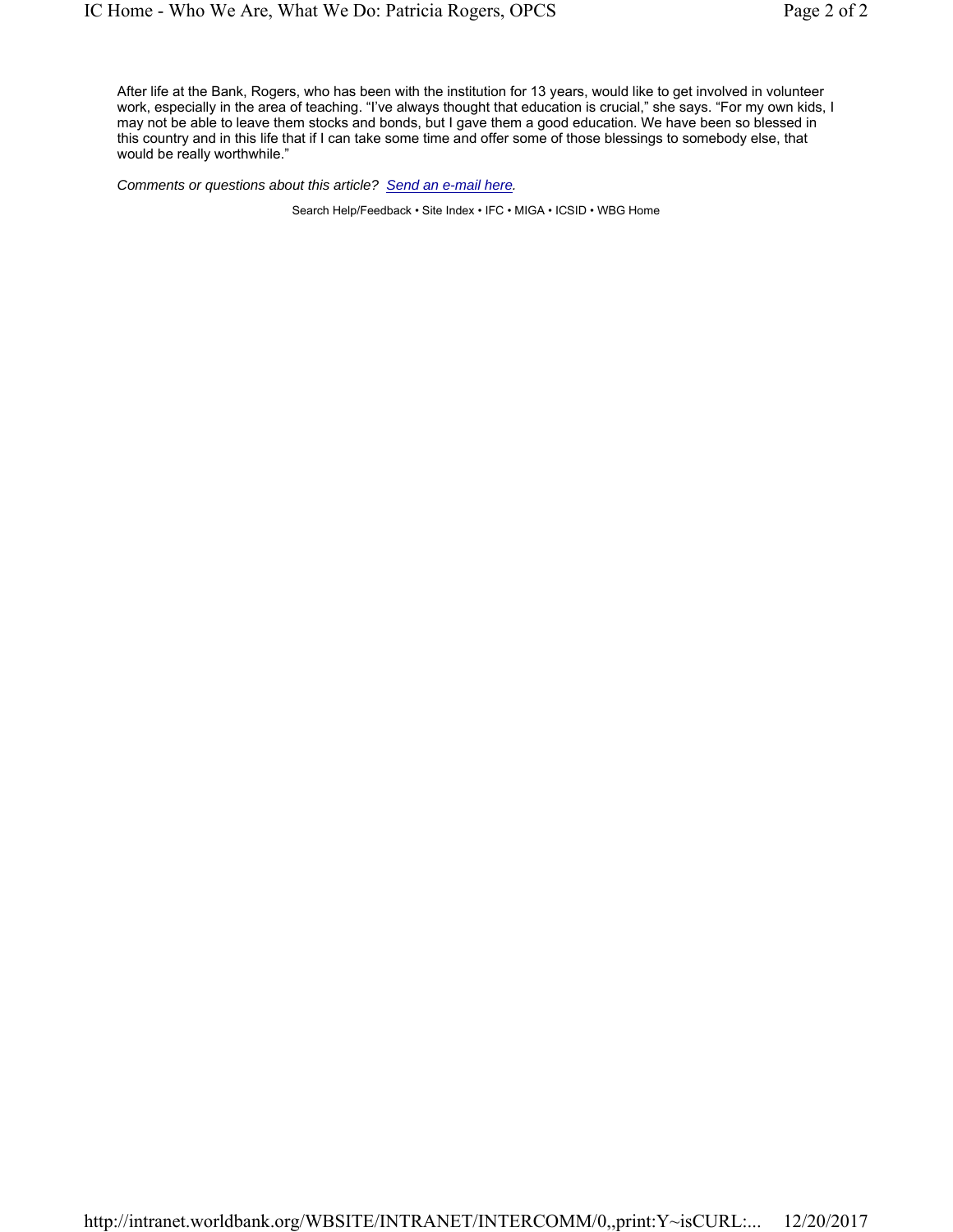After life at the Bank, Rogers, who has been with the institution for 13 years, would like to get involved in volunteer work, especially in the area of teaching. "I've always thought that education is crucial," she says. "For my own kids, I may not be able to leave them stocks and bonds, but I gave them a good education. We have been so blessed in this country and in this life that if I can take some time and offer some of those blessings to somebody else, that would be really worthwhile."

*Comments or questions about this article? Send an e-mail here.*

Search Help/Feedback • Site Index • IFC • MIGA • ICSID • WBG Home